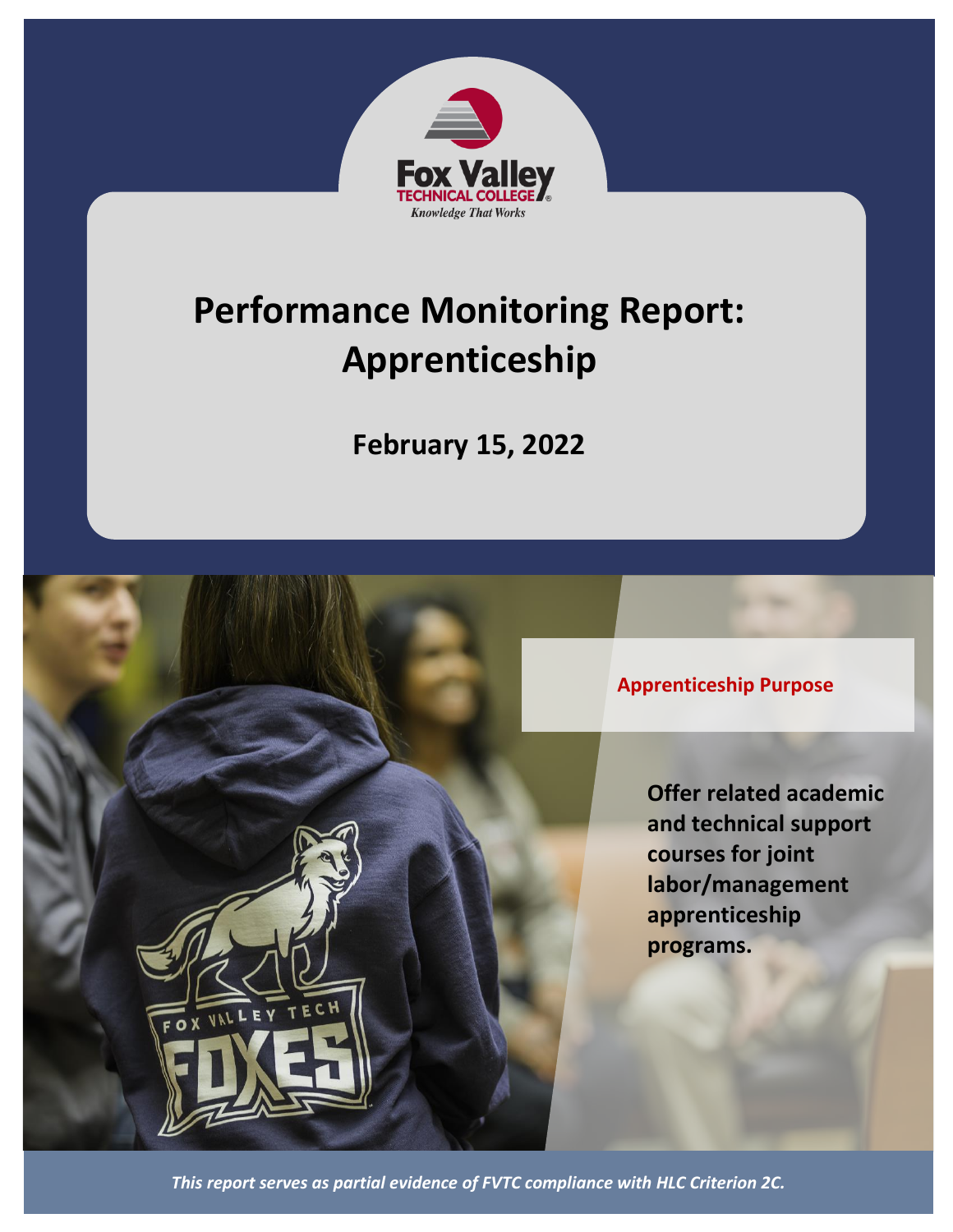Fox Valley Technical College

*Knowledge That Works*

# Performance Monitoring Report: Apprenticeship

**February 15, 2022**

## Apprenticeship Purpose

**Offer related academic and technical support courses for joint labor/management apprenticeship programs.**

*This report serves as partial evidence of FVTC compliance with HLC Criterion 2C.*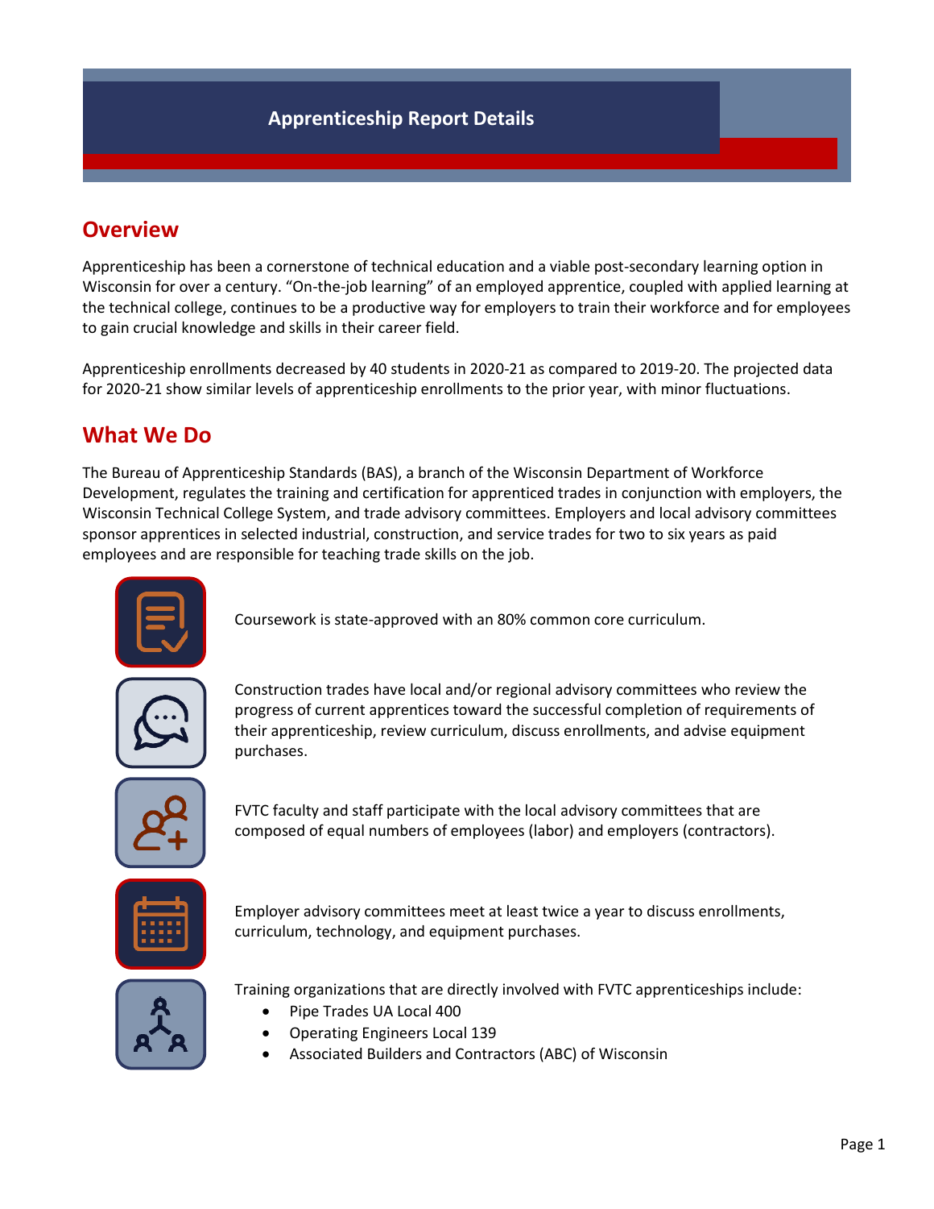# Apprenticeship Report Details

## Overview

Apprenticeship has been a cornerstone of technical education and a viable post-secondary learning option in Wisconsin for over a century. "On-the-job learning" of an employed apprentice, coupled with applied learning at the technical college, continues to be a productive way for employers to train their workforce and for employees to gain crucial knowledge and skills in their career field.

Apprenticeship enrollments decreased by 40 students in 2020-21 as compared to 2019-20. The projected data for 2020-21 show similar levels of apprenticeship enrollments to the prior year, with minor fluctuations.

## What We Do

The Bureau of Apprenticeship Standards (BAS), a branch of the Wisconsin Department of Workforce Development, regulates the training and certification for apprenticed trades in conjunction with employers, the Wisconsin Technical College System, and trade advisory committees. Employers and local advisory committees sponsor apprentices in selected industrial, construction, and service trades for two to six years as paid employees and are responsible for teaching trade skills on the job.

Coursework is state-approved with an 80% common core curriculum.

Construction trades have local and/or regional advisory committees who review the progress of current apprentices toward the successful completion of requirements of their apprenticeship, review curriculum, discuss enrollments, and advise equipment purchases.

FVTC faculty and staff participate with the local advisory committees that are composed of equal numbers of employees (labor) and employers (contractors).

Employer advisory committees meet at least twice a year to discuss enrollments, curriculum, technology, and equipment purchases.

Training organizations that are directly involved with FVTC apprenticeships include:

- Pipe Trades UA Local 400
- Operating Engineers Local 139
- Associated Builders and Contractors (ABC) of Wisconsin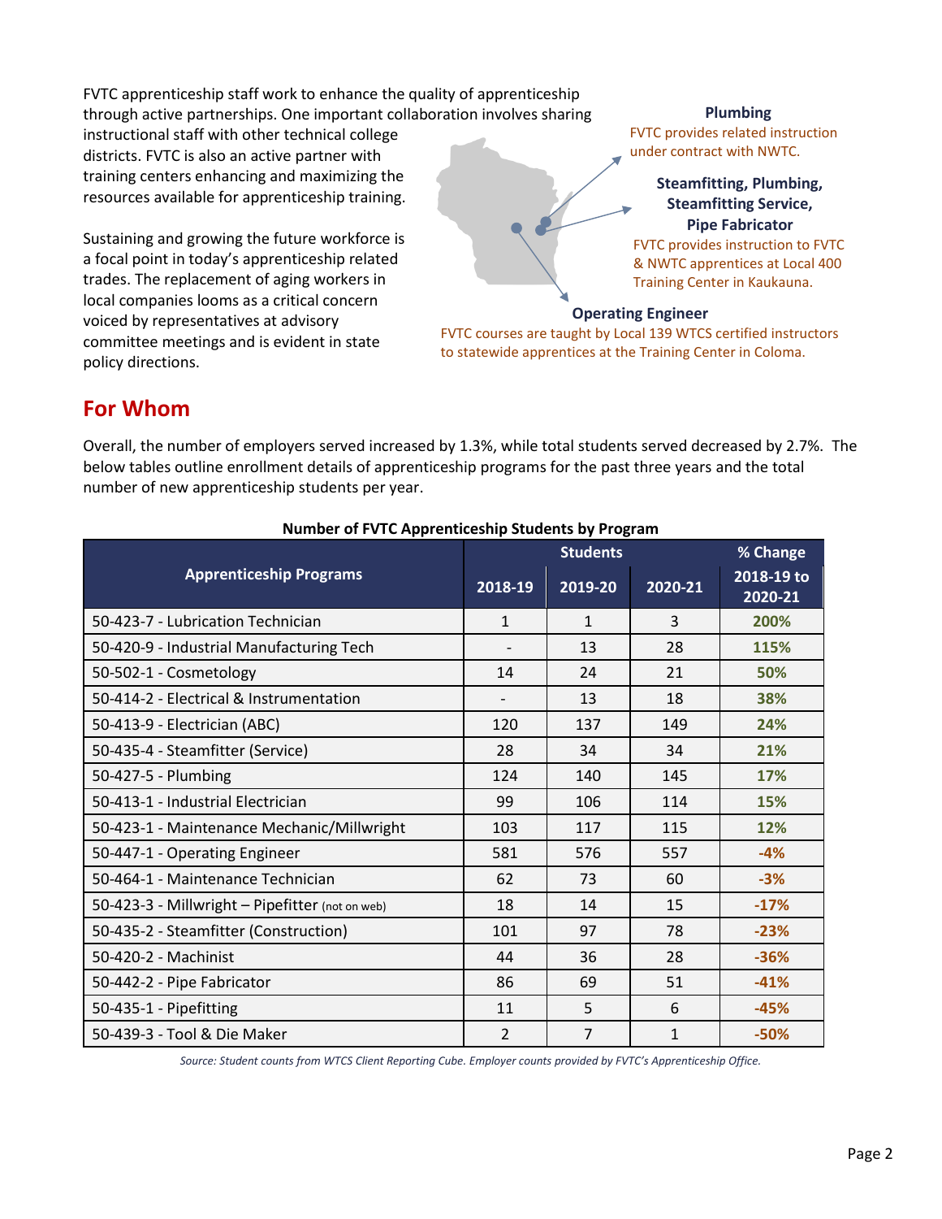FVTC apprenticeship staff work to enhance the quality of apprenticeship through active partnerships. One important collaboration involves sharing instructional staff with other technical college districts. FVTC is also an active partner with training centers enhancing and maximizing the resources available for apprenticeship training.

Sustaining and growing the future workforce is a focal point in today's apprenticeship related trades. The replacement of aging workers in local companies looms as a critical concern voiced by representatives at advisory committee meetings and is evident in state policy directions.

**Plumbing**
FVTC provides related instruction under contract with NWTC.

**Steamfitting, Plumbing, Steamfitting Service, Pipe Fabricator**
FVTC provides instruction to FVTC & NWTC apprentices at Local 400 Training Center in Kaukauna.

**Operating Engineer**
FVTC courses are taught by Local 139 WTCS certified instructors to statewide apprentices at the Training Center in Coloma.

## For Whom

Overall, the number of employers served increased by 1.3%, while total students served decreased by 2.7%. The below tables outline enrollment details of apprenticeship programs for the past three years and the total number of new apprenticeship students per year.

**Number of FVTC Apprenticeship Students by Program**

| Apprenticeship Programs | Students | | | % Change |
|---|---|---|---|---|
| | 2018-19 | 2019-20 | 2020-21 | 2018-19 to 2020-21 |
| 50-423-7 - Lubrication Technician | 1 | 1 | 3 | 200% |
| 50-420-9 - Industrial Manufacturing Tech | - | 13 | 28 | 115% |
| 50-502-1 - Cosmetology | 14 | 24 | 21 | 50% |
| 50-414-2 - Electrical & Instrumentation | - | 13 | 18 | 38% |
| 50-413-9 - Electrician (ABC) | 120 | 137 | 149 | 24% |
| 50-435-4 - Steamfitter (Service) | 28 | 34 | 34 | 21% |
| 50-427-5 - Plumbing | 124 | 140 | 145 | 17% |
| 50-413-1 - Industrial Electrician | 99 | 106 | 114 | 15% |
| 50-423-1 - Maintenance Mechanic/Millwright | 103 | 117 | 115 | 12% |
| 50-447-1 - Operating Engineer | 581 | 576 | 557 | -4% |
| 50-464-1 - Maintenance Technician | 62 | 73 | 60 | -3% |
| 50-423-3 - Millwright – Pipefitter (not on web) | 18 | 14 | 15 | -17% |
| 50-435-2 - Steamfitter (Construction) | 101 | 97 | 78 | -23% |
| 50-420-2 - Machinist | 44 | 36 | 28 | -36% |
| 50-442-2 - Pipe Fabricator | 86 | 69 | 51 | -41% |
| 50-435-1 - Pipefitting | 11 | 5 | 6 | -45% |
| 50-439-3 - Tool & Die Maker | 2 | 7 | 1 | -50% |

*Source: Student counts from WTCS Client Reporting Cube. Employer counts provided by FVTC's Apprenticeship Office.*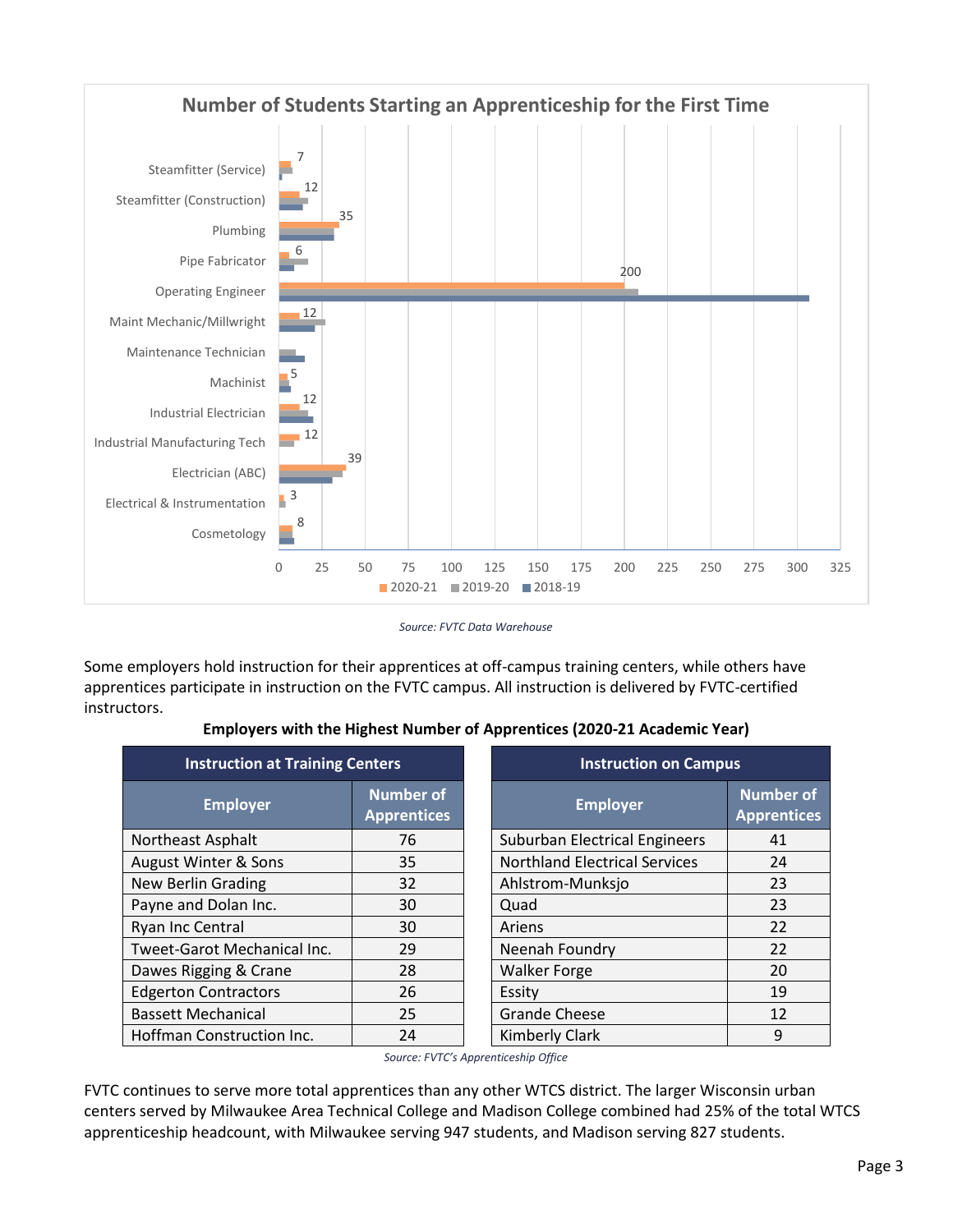## Number of Students Starting an Apprenticeship for the First Time

| Program | 2020-21 |
|---|---|
| Steamfitter (Service) | 7 |
| Steamfitter (Construction) | 12 |
| Plumbing | 35 |
| Pipe Fabricator | 6 |
| Operating Engineer | 200 |
| Maint Mechanic/Millwright | 12 |
| Maintenance Technician | |
| Machinist | 5 |
| Industrial Electrician | 12 |
| Industrial Manufacturing Tech | 12 |
| Electrician (ABC) | 39 |
| Electrical & Instrumentation | 3 |
| Cosmetology | 8 |

*Source: FVTC Data Warehouse*

Some employers hold instruction for their apprentices at off-campus training centers, while others have apprentices participate in instruction on the FVTC campus. All instruction is delivered by FVTC-certified instructors.

**Employers with the Highest Number of Apprentices (2020-21 Academic Year)**

| Instruction at Training Centers | | Instruction on Campus | |
|---|---|---|---|
| **Employer** | **Number of Apprentices** | **Employer** | **Number of Apprentices** |
| Northeast Asphalt | 76 | Suburban Electrical Engineers | 41 |
| August Winter & Sons | 35 | Northland Electrical Services | 24 |
| New Berlin Grading | 32 | Ahlstrom-Munksjo | 23 |
| Payne and Dolan Inc. | 30 | Quad | 23 |
| Ryan Inc Central | 30 | Ariens | 22 |
| Tweet-Garot Mechanical Inc. | 29 | Neenah Foundry | 22 |
| Dawes Rigging & Crane | 28 | Walker Forge | 20 |
| Edgerton Contractors | 26 | Essity | 19 |
| Bassett Mechanical | 25 | Grande Cheese | 12 |
| Hoffman Construction Inc. | 24 | Kimberly Clark | 9 |

*Source: FVTC's Apprenticeship Office*

FVTC continues to serve more total apprentices than any other WTCS district. The larger Wisconsin urban centers served by Milwaukee Area Technical College and Madison College combined had 25% of the total WTCS apprenticeship headcount, with Milwaukee serving 947 students, and Madison serving 827 students.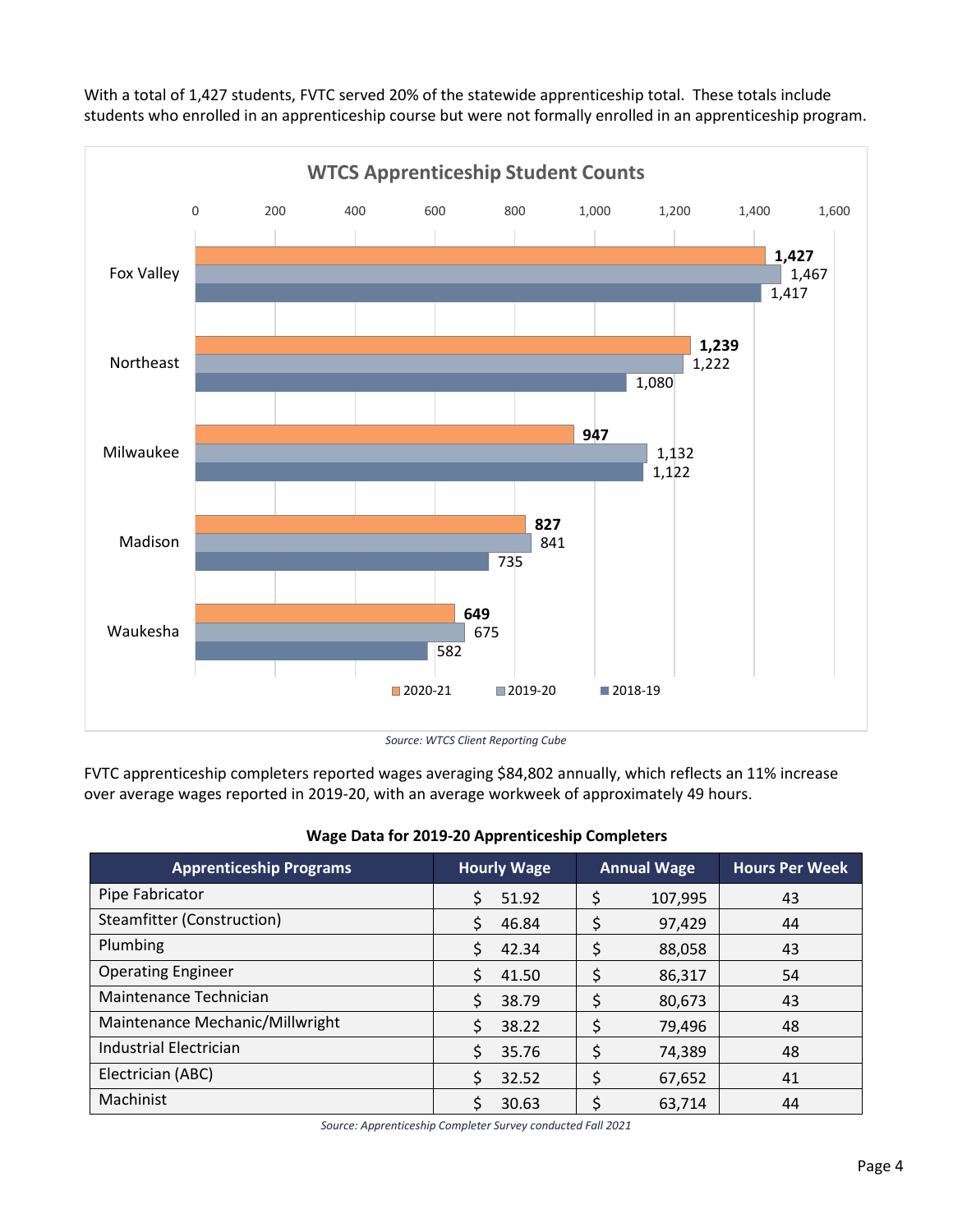With a total of 1,427 students, FVTC served 20% of the statewide apprenticeship total. These totals include students who enrolled in an apprenticeship course but were not formally enrolled in an apprenticeship program.

**WTCS Apprenticeship Student Counts**

| | 2020-21 | 2019-20 | 2018-19 |
|---|---|---|---|
| Fox Valley | 1,427 | 1,467 | 1,417 |
| Northeast | 1,239 | 1,222 | 1,080 |
| Milwaukee | 947 | 1,132 | 1,122 |
| Madison | 827 | 841 | 735 |
| Waukesha | 649 | 675 | 582 |

*Source: WTCS Client Reporting Cube*

FVTC apprenticeship completers reported wages averaging $84,802 annually, which reflects an 11% increase over average wages reported in 2019-20, with an average workweek of approximately 49 hours.

**Wage Data for 2019-20 Apprenticeship Completers**

| Apprenticeship Programs | Hourly Wage | Annual Wage | Hours Per Week |
|---|---|---|---|
| Pipe Fabricator | $ 51.92 | $ 107,995 | 43 |
| Steamfitter (Construction) | $ 46.84 | $ 97,429 | 44 |
| Plumbing | $ 42.34 | $ 88,058 | 43 |
| Operating Engineer | $ 41.50 | $ 86,317 | 54 |
| Maintenance Technician | $ 38.79 | $ 80,673 | 43 |
| Maintenance Mechanic/Millwright | $ 38.22 | $ 79,496 | 48 |
| Industrial Electrician | $ 35.76 | $ 74,389 | 48 |
| Electrician (ABC) | $ 32.52 | $ 67,652 | 41 |
| Machinist | $ 30.63 | $ 63,714 | 44 |

*Source: Apprenticeship Completer Survey conducted Fall 2021*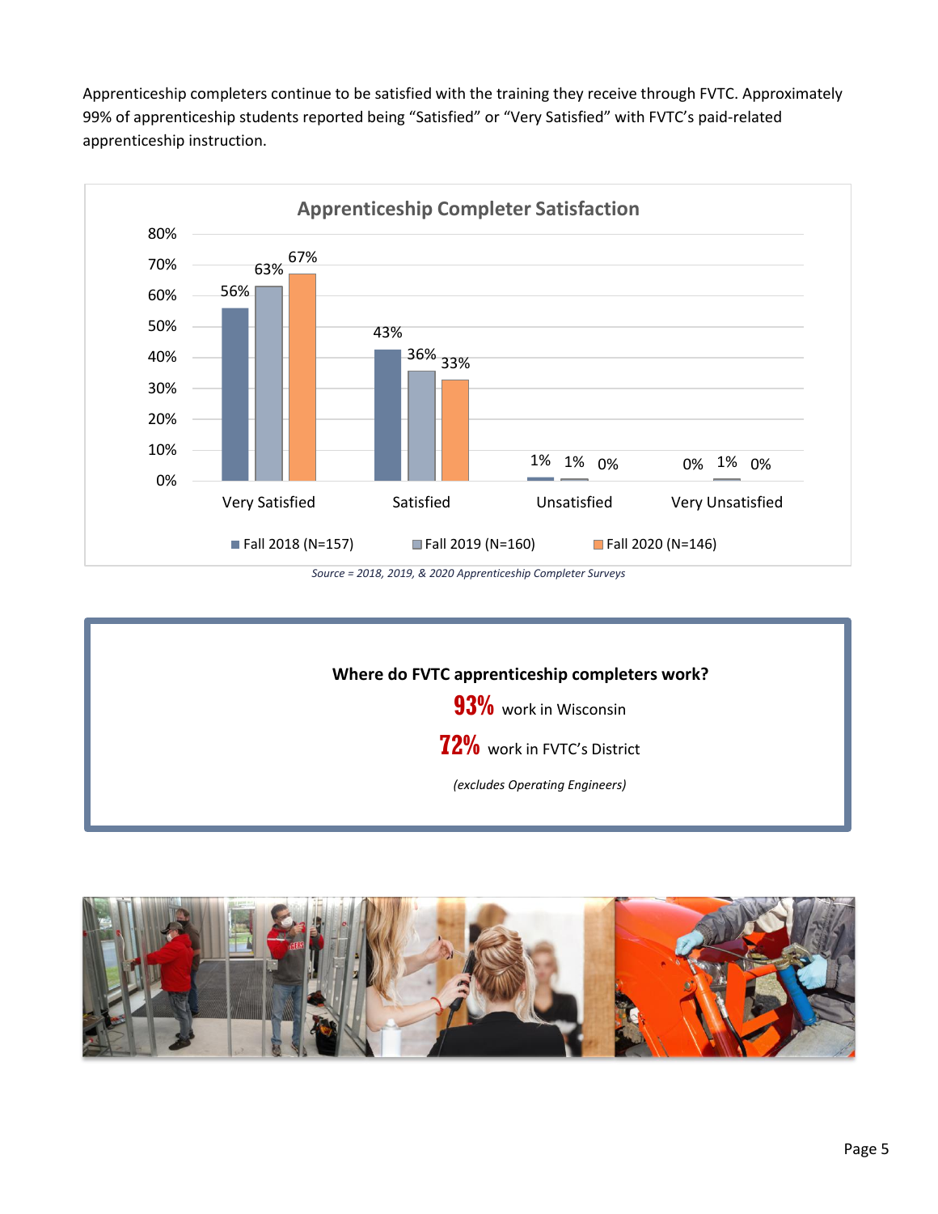Apprenticeship completers continue to be satisfied with the training they receive through FVTC. Approximately 99% of apprenticeship students reported being "Satisfied" or "Very Satisfied" with FVTC's paid-related apprenticeship instruction.

**Apprenticeship Completer Satisfaction**

| | Fall 2018 (N=157) | Fall 2019 (N=160) | Fall 2020 (N=146) |
|---|---|---|---|
| Very Satisfied | 56% | 63% | 67% |
| Satisfied | 43% | 36% | 33% |
| Unsatisfied | 1% | 1% | 0% |
| Very Unsatisfied | 0% | 1% | 0% |

*Source = 2018, 2019, & 2020 Apprenticeship Completer Surveys*

**Where do FVTC apprenticeship completers work?**

**93%** work in Wisconsin

**72%** work in FVTC's District

*(excludes Operating Engineers)*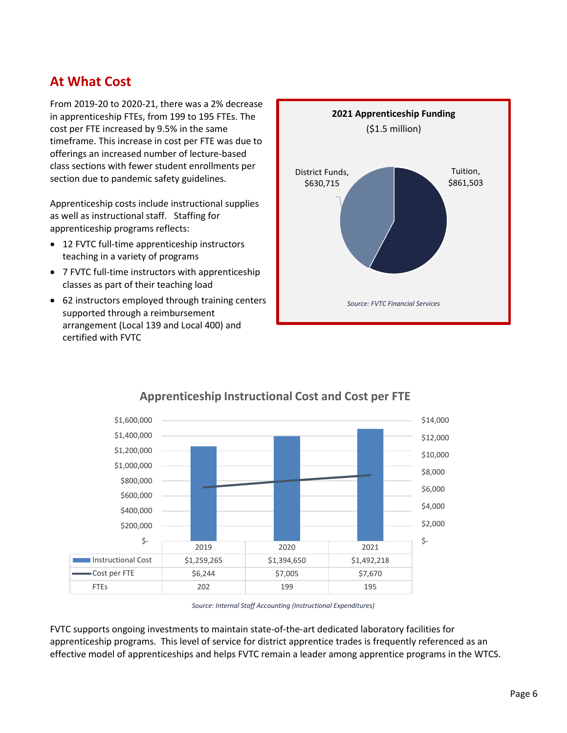## At What Cost

From 2019-20 to 2020-21, there was a 2% decrease in apprenticeship FTEs, from 199 to 195 FTEs. The cost per FTE increased by 9.5% in the same timeframe. This increase in cost per FTE was due to offerings an increased number of lecture-based class sections with fewer student enrollments per section due to pandemic safety guidelines.

Apprenticeship costs include instructional supplies as well as instructional staff. Staffing for apprenticeship programs reflects:

- 12 FVTC full-time apprenticeship instructors teaching in a variety of programs
- 7 FVTC full-time instructors with apprenticeship classes as part of their teaching load
- 62 instructors employed through training centers supported through a reimbursement arrangement (Local 139 and Local 400) and certified with FVTC

**2021 Apprenticeship Funding**
($1.5 million)

District Funds, $630,715

Tuition, $861,503

*Source: FVTC Financial Services*

**Apprenticeship Instructional Cost and Cost per FTE**

| | 2019 | 2020 | 2021 |
|---|---|---|---|
| Instructional Cost | $1,259,265 | $1,394,650 | $1,492,218 |
| Cost per FTE | $6,244 | $7,005 | $7,670 |
| FTEs | 202 | 199 | 195 |

*Source: Internal Staff Accounting (Instructional Expenditures)*

FVTC supports ongoing investments to maintain state-of-the-art dedicated laboratory facilities for apprenticeship programs. This level of service for district apprentice trades is frequently referenced as an effective model of apprenticeships and helps FVTC remain a leader among apprentice programs in the WTCS.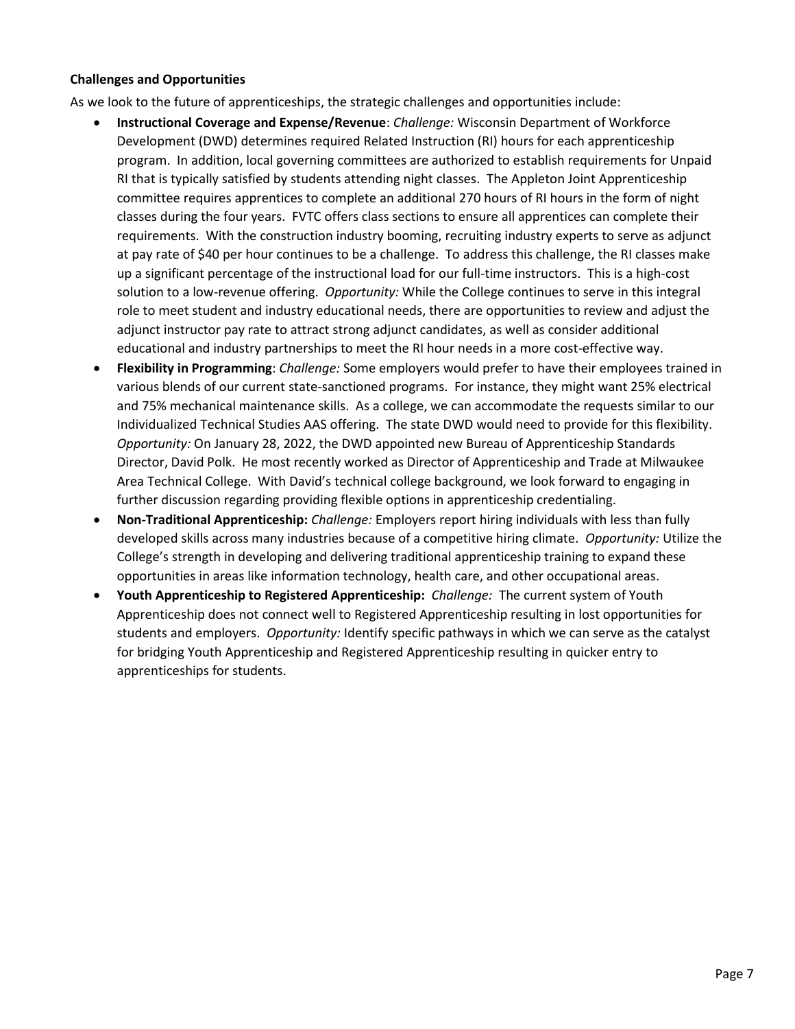**Challenges and Opportunities**

As we look to the future of apprenticeships, the strategic challenges and opportunities include:

- **Instructional Coverage and Expense/Revenue**: *Challenge:* Wisconsin Department of Workforce Development (DWD) determines required Related Instruction (RI) hours for each apprenticeship program. In addition, local governing committees are authorized to establish requirements for Unpaid RI that is typically satisfied by students attending night classes. The Appleton Joint Apprenticeship committee requires apprentices to complete an additional 270 hours of RI hours in the form of night classes during the four years. FVTC offers class sections to ensure all apprentices can complete their requirements. With the construction industry booming, recruiting industry experts to serve as adjunct at pay rate of $40 per hour continues to be a challenge. To address this challenge, the RI classes make up a significant percentage of the instructional load for our full-time instructors. This is a high-cost solution to a low-revenue offering. *Opportunity:* While the College continues to serve in this integral role to meet student and industry educational needs, there are opportunities to review and adjust the adjunct instructor pay rate to attract strong adjunct candidates, as well as consider additional educational and industry partnerships to meet the RI hour needs in a more cost-effective way.
- **Flexibility in Programming**: *Challenge:* Some employers would prefer to have their employees trained in various blends of our current state-sanctioned programs. For instance, they might want 25% electrical and 75% mechanical maintenance skills. As a college, we can accommodate the requests similar to our Individualized Technical Studies AAS offering. The state DWD would need to provide for this flexibility. *Opportunity:* On January 28, 2022, the DWD appointed new Bureau of Apprenticeship Standards Director, David Polk. He most recently worked as Director of Apprenticeship and Trade at Milwaukee Area Technical College. With David's technical college background, we look forward to engaging in further discussion regarding providing flexible options in apprenticeship credentialing.
- **Non-Traditional Apprenticeship:** *Challenge:* Employers report hiring individuals with less than fully developed skills across many industries because of a competitive hiring climate. *Opportunity:* Utilize the College's strength in developing and delivering traditional apprenticeship training to expand these opportunities in areas like information technology, health care, and other occupational areas.
- **Youth Apprenticeship to Registered Apprenticeship:** *Challenge:* The current system of Youth Apprenticeship does not connect well to Registered Apprenticeship resulting in lost opportunities for students and employers. *Opportunity:* Identify specific pathways in which we can serve as the catalyst for bridging Youth Apprenticeship and Registered Apprenticeship resulting in quicker entry to apprenticeships for students.